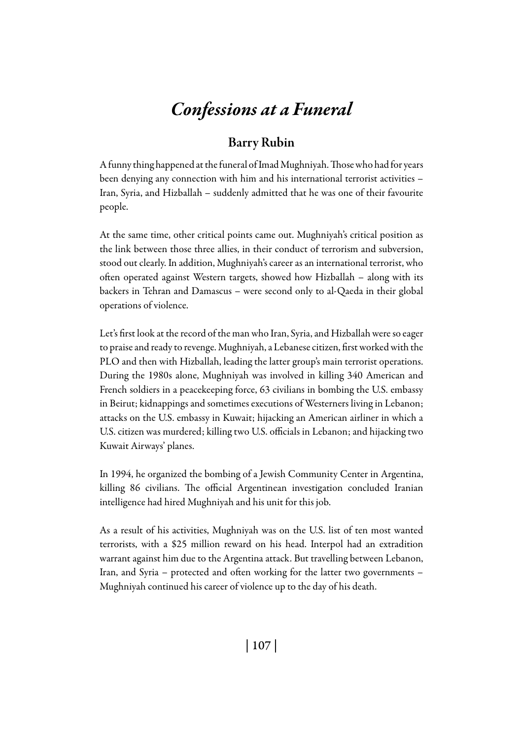# *Confessions at a Funeral*

## Barry Rubin

A funny thing happened at the funeral of Imad Mughniyah. Those who had for years been denying any connection with him and his international terrorist activities – Iran, Syria, and Hizballah – suddenly admitted that he was one of their favourite people.

At the same time, other critical points came out. Mughniyah's critical position as the link between those three allies, in their conduct of terrorism and subversion, stood out clearly. In addition, Mughniyah's career as an international terrorist, who often operated against Western targets, showed how Hizballah – along with its backers in Tehran and Damascus – were second only to al-Qaeda in their global operations of violence.

Let's first look at the record of the man who Iran, Syria, and Hizballah were so eager to praise and ready to revenge. Mughniyah, a Lebanese citizen, first worked with the PLO and then with Hizballah, leading the latter group's main terrorist operations. During the 1980s alone, Mughniyah was involved in killing 340 American and French soldiers in a peacekeeping force, 63 civilians in bombing the U.S. embassy in Beirut; kidnappings and sometimes executions of Westerners living in Lebanon; attacks on the U.S. embassy in Kuwait; hijacking an American airliner in which a U.S. citizen was murdered; killing two U.S. officials in Lebanon; and hijacking two Kuwait Airways' planes.

In 1994, he organized the bombing of a Jewish Community Center in Argentina, killing 86 civilians. The official Argentinean investigation concluded Iranian intelligence had hired Mughniyah and his unit for this job.

As a result of his activities, Mughniyah was on the U.S. list of ten most wanted terrorists, with a $25 million reward on his head. Interpol had an extradition warrant against him due to the Argentina attack. But travelling between Lebanon, Iran, and Syria – protected and often working for the latter two governments – Mughniyah continued his career of violence up to the day of his death.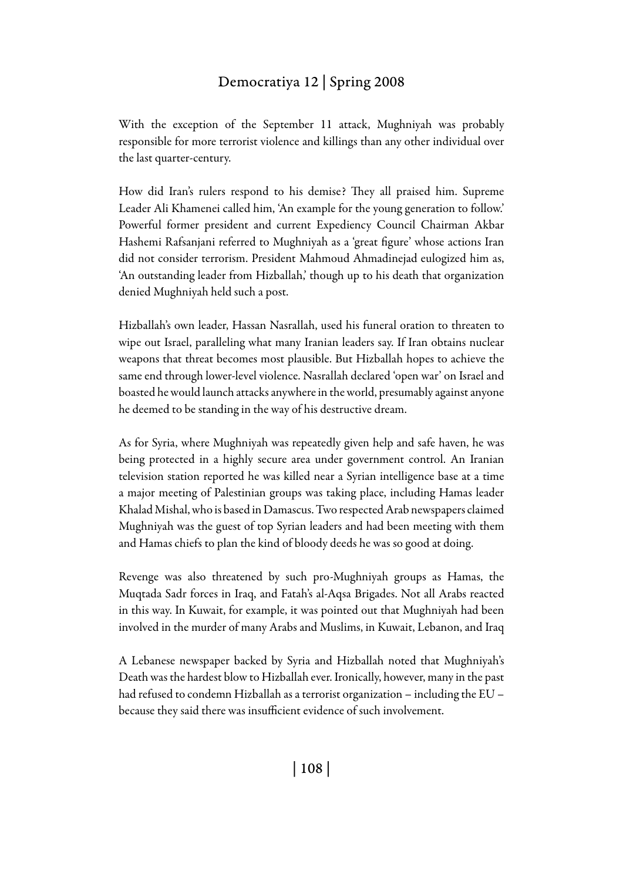With the exception of the September 11 attack, Mughniyah was probably responsible for more terrorist violence and killings than any other individual over the last quarter-century.

How did Iran's rulers respond to his demise? They all praised him. Supreme Leader Ali Khamenei called him, 'An example for the young generation to follow.' Powerful former president and current Expediency Council Chairman Akbar Hashemi Rafsanjani referred to Mughniyah as a 'great figure' whose actions Iran did not consider terrorism. President Mahmoud Ahmadinejad eulogized him as, 'An outstanding leader from Hizballah,' though up to his death that organization denied Mughniyah held such a post.

Hizballah's own leader, Hassan Nasrallah, used his funeral oration to threaten to wipe out Israel, paralleling what many Iranian leaders say. If Iran obtains nuclear weapons that threat becomes most plausible. But Hizballah hopes to achieve the same end through lower-level violence. Nasrallah declared 'open war' on Israel and boasted he would launch attacks anywhere in the world, presumably against anyone he deemed to be standing in the way of his destructive dream.

As for Syria, where Mughniyah was repeatedly given help and safe haven, he was being protected in a highly secure area under government control. An Iranian television station reported he was killed near a Syrian intelligence base at a time a major meeting of Palestinian groups was taking place, including Hamas leader Khalad Mishal, who is based in Damascus. Two respected Arab newspapers claimed Mughniyah was the guest of top Syrian leaders and had been meeting with them and Hamas chiefs to plan the kind of bloody deeds he was so good at doing.

Revenge was also threatened by such pro-Mughniyah groups as Hamas, the Muqtada Sadr forces in Iraq, and Fatah's al-Aqsa Brigades. Not all Arabs reacted in this way. In Kuwait, for example, it was pointed out that Mughniyah had been involved in the murder of many Arabs and Muslims, in Kuwait, Lebanon, and Iraq

A Lebanese newspaper backed by Syria and Hizballah noted that Mughniyah's Death was the hardest blow to Hizballah ever. Ironically, however, many in the past had refused to condemn Hizballah as a terrorist organization – including the EU – because they said there was insufficient evidence of such involvement.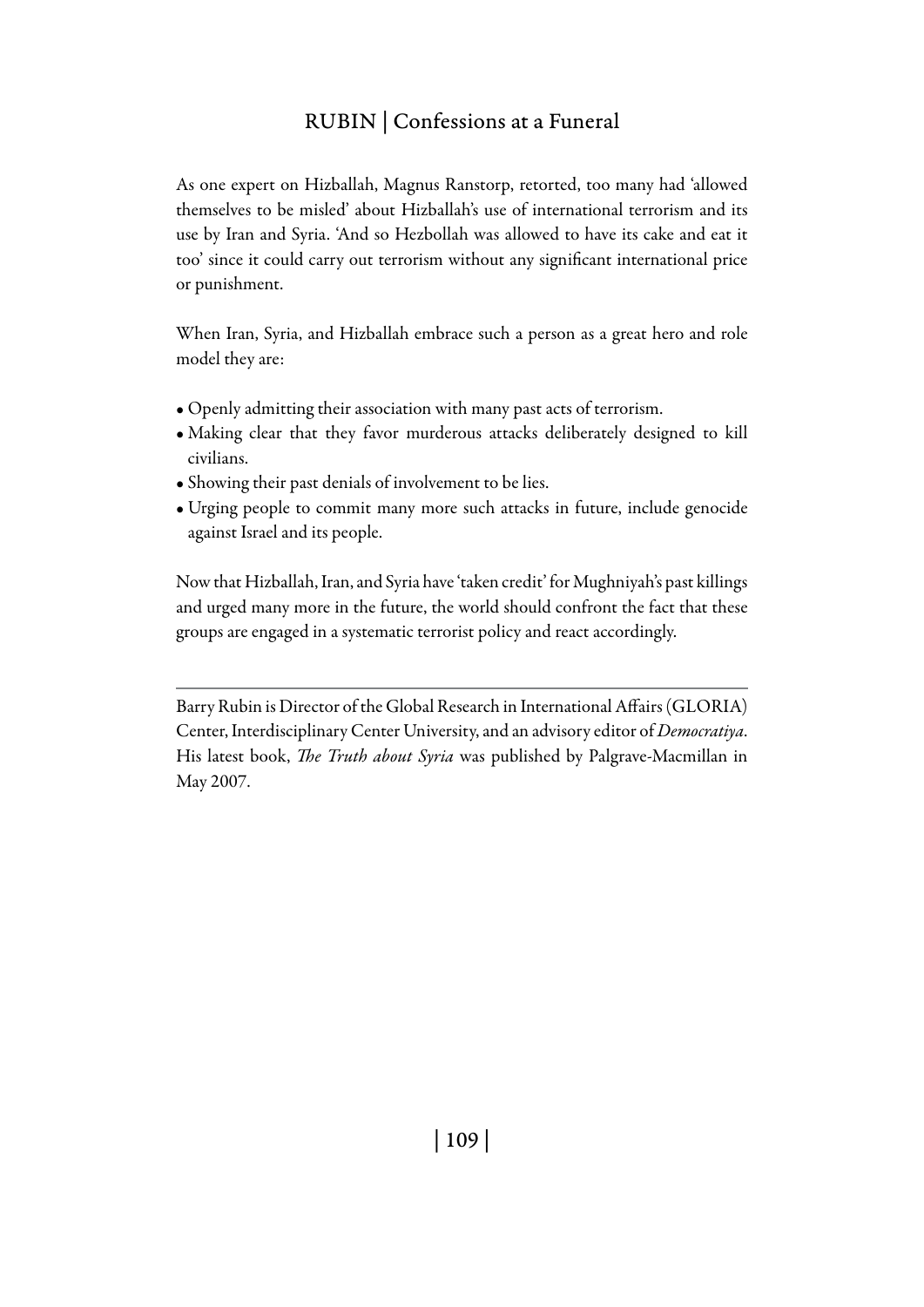As one expert on Hizballah, Magnus Ranstorp, retorted, too many had 'allowed themselves to be misled' about Hizballah's use of international terrorism and its use by Iran and Syria. 'And so Hezbollah was allowed to have its cake and eat it too' since it could carry out terrorism without any significant international price or punishment.

When Iran, Syria, and Hizballah embrace such a person as a great hero and role model they are:

- Openly admitting their association with many past acts of terrorism.
- Making clear that they favor murderous attacks deliberately designed to kill civilians.
- Showing their past denials of involvement to be lies.
- Urging people to commit many more such attacks in future, include genocide against Israel and its people.

Now that Hizballah, Iran, and Syria have 'taken credit' for Mughniyah's past killings and urged many more in the future, the world should confront the fact that these groups are engaged in a systematic terrorist policy and react accordingly.

---

Barry Rubin is Director of the Global Research in International Affairs (GLORIA) Center, Interdisciplinary Center University, and an advisory editor of *Democratiya*. His latest book, *The Truth about Syria* was published by Palgrave-Macmillan in May 2007.